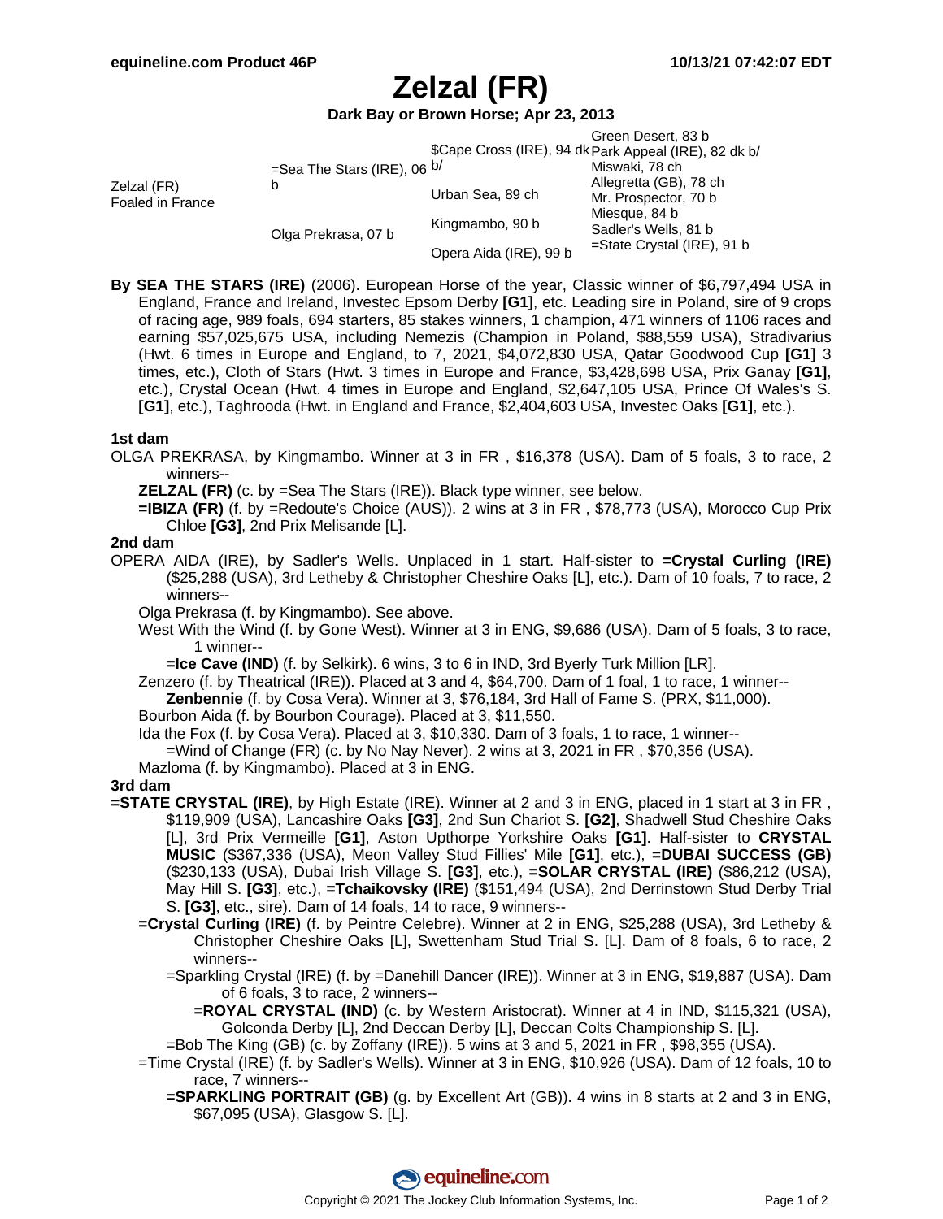# Zelzal (FR)

**Dark Bay or Brown Horse; Apr 23, 2013**

| | | | |
|---|---|---|---|
| Zelzal (FR) Foaled in France | =Sea The Stars (IRE), 06 b | $Cape Cross (IRE), 94 dk b/ | Green Desert, 83 b |
| | | | Park Appeal (IRE), 82 dk b/ |
| | | Urban Sea, 89 ch | Miswaki, 78 ch |
| | | | Allegretta (GB), 78 ch |
| | Olga Prekrasa, 07 b | Kingmambo, 90 b | Mr. Prospector, 70 b |
| | | | Miesque, 84 b |
| | | Opera Aida (IRE), 99 b | Sadler's Wells, 81 b |
| | | | =State Crystal (IRE), 91 b |

**By SEA THE STARS (IRE)** (2006). European Horse of the year, Classic winner of $6,797,494 USA in England, France and Ireland, Investec Epsom Derby **[G1]**, etc. Leading sire in Poland, sire of 9 crops of racing age, 989 foals, 694 starters, 85 stakes winners, 1 champion, 471 winners of 1106 races and earning $57,025,675 USA, including Nemezis (Champion in Poland, $88,559 USA), Stradivarius (Hwt. 6 times in Europe and England, to 7, 2021, $4,072,830 USA, Qatar Goodwood Cup **[G1]** 3 times, etc.), Cloth of Stars (Hwt. 3 times in Europe and France, $3,428,698 USA, Prix Ganay **[G1]**, etc.), Crystal Ocean (Hwt. 4 times in Europe and England, $2,647,105 USA, Prince Of Wales's S. **[G1]**, etc.), Taghrooda (Hwt. in England and France, $2,404,603 USA, Investec Oaks **[G1]**, etc.).

### 1st dam

OLGA PREKRASA, by Kingmambo. Winner at 3 in FR , $16,378 (USA). Dam of 5 foals, 3 to race, 2 winners--

**ZELZAL (FR)** (c. by =Sea The Stars (IRE)). Black type winner, see below.

**=IBIZA (FR)** (f. by =Redoute's Choice (AUS)). 2 wins at 3 in FR , $78,773 (USA), Morocco Cup Prix Chloe **[G3]**, 2nd Prix Melisande [L].

### 2nd dam

OPERA AIDA (IRE), by Sadler's Wells. Unplaced in 1 start. Half-sister to **=Crystal Curling (IRE)** ($25,288 (USA), 3rd Letheby & Christopher Cheshire Oaks [L], etc.). Dam of 10 foals, 7 to race, 2 winners--

Olga Prekrasa (f. by Kingmambo). See above.

West With the Wind (f. by Gone West). Winner at 3 in ENG, $9,686 (USA). Dam of 5 foals, 3 to race, 1 winner--

**=Ice Cave (IND)** (f. by Selkirk). 6 wins, 3 to 6 in IND, 3rd Byerly Turk Million [LR].

Zenzero (f. by Theatrical (IRE)). Placed at 3 and 4, $64,700. Dam of 1 foal, 1 to race, 1 winner--

**Zenbennie** (f. by Cosa Vera). Winner at 3, $76,184, 3rd Hall of Fame S. (PRX, $11,000).

Bourbon Aida (f. by Bourbon Courage). Placed at 3, $11,550.

Ida the Fox (f. by Cosa Vera). Placed at 3, $10,330. Dam of 3 foals, 1 to race, 1 winner--

=Wind of Change (FR) (c. by No Nay Never). 2 wins at 3, 2021 in FR , $70,356 (USA).

Mazloma (f. by Kingmambo). Placed at 3 in ENG.

### 3rd dam

**=STATE CRYSTAL (IRE)**, by High Estate (IRE). Winner at 2 and 3 in ENG, placed in 1 start at 3 in FR , $119,909 (USA), Lancashire Oaks **[G3]**, 2nd Sun Chariot S. **[G2]**, Shadwell Stud Cheshire Oaks [L], 3rd Prix Vermeille **[G1]**, Aston Upthorpe Yorkshire Oaks **[G1]**. Half-sister to **CRYSTAL MUSIC** ($367,336 (USA), Meon Valley Stud Fillies' Mile **[G1]**, etc.), **=DUBAI SUCCESS (GB)** ($230,133 (USA), Dubai Irish Village S. **[G3]**, etc.), **=SOLAR CRYSTAL (IRE)** ($86,212 (USA), May Hill S. **[G3]**, etc.), **=Tchaikovsky (IRE)** ($151,494 (USA), 2nd Derrinstown Stud Derby Trial S. **[G3]**, etc., sire). Dam of 14 foals, 14 to race, 9 winners--

**=Crystal Curling (IRE)** (f. by Peintre Celebre). Winner at 2 in ENG, $25,288 (USA), 3rd Letheby & Christopher Cheshire Oaks [L], Swettenham Stud Trial S. [L]. Dam of 8 foals, 6 to race, 2 winners--

=Sparkling Crystal (IRE) (f. by =Danehill Dancer (IRE)). Winner at 3 in ENG, $19,887 (USA). Dam of 6 foals, 3 to race, 2 winners--

**=ROYAL CRYSTAL (IND)** (c. by Western Aristocrat). Winner at 4 in IND, $115,321 (USA), Golconda Derby [L], 2nd Deccan Derby [L], Deccan Colts Championship S. [L].

=Bob The King (GB) (c. by Zoffany (IRE)). 5 wins at 3 and 5, 2021 in FR , $98,355 (USA).

=Time Crystal (IRE) (f. by Sadler's Wells). Winner at 3 in ENG, $10,926 (USA). Dam of 12 foals, 10 to race, 7 winners--

**=SPARKLING PORTRAIT (GB)** (g. by Excellent Art (GB)). 4 wins in 8 starts at 2 and 3 in ENG, $67,095 (USA), Glasgow S. [L].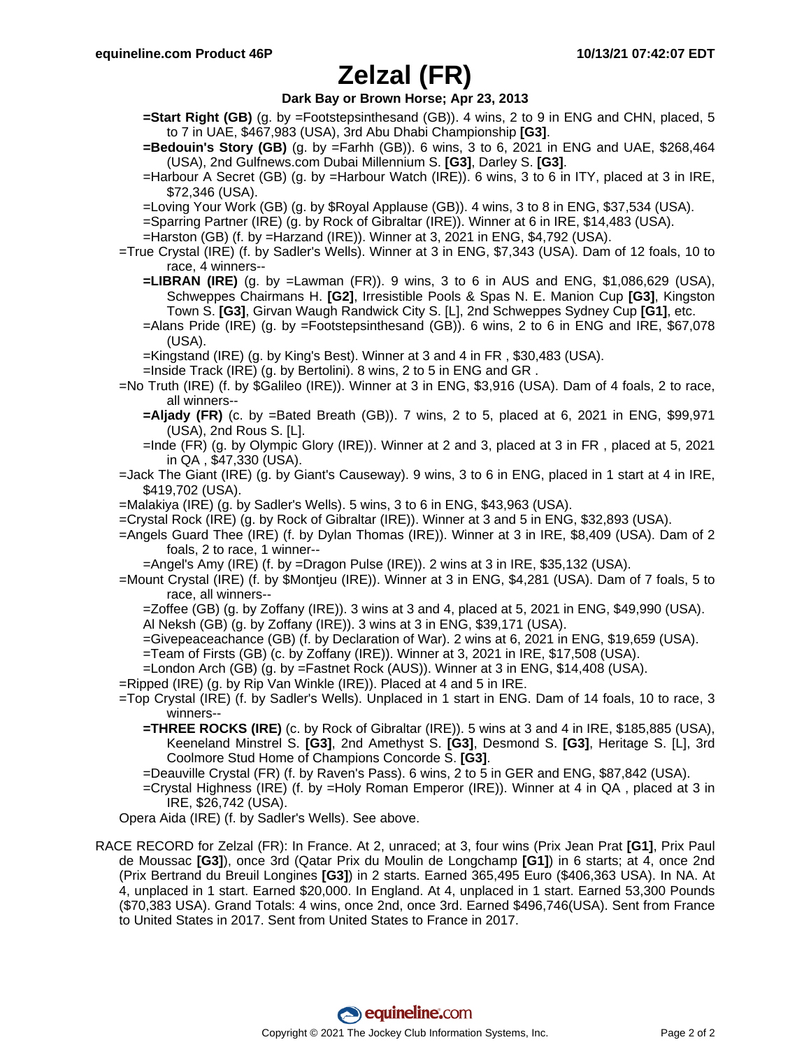# Zelzal (FR)

**Dark Bay or Brown Horse; Apr 23, 2013**

**=Start Right (GB)** (g. by =Footstepsinthesand (GB)). 4 wins, 2 to 9 in ENG and CHN, placed, 5 to 7 in UAE, $467,983 (USA), 3rd Abu Dhabi Championship **[G3]**.

**=Bedouin's Story (GB)** (g. by =Farhh (GB)). 6 wins, 3 to 6, 2021 in ENG and UAE, $268,464 (USA), 2nd Gulfnews.com Dubai Millennium S. **[G3]**, Darley S. **[G3]**.

=Harbour A Secret (GB) (g. by =Harbour Watch (IRE)). 6 wins, 3 to 6 in ITY, placed at 3 in IRE, $72,346 (USA).

=Loving Your Work (GB) (g. by $Royal Applause (GB)). 4 wins, 3 to 8 in ENG, $37,534 (USA).

=Sparring Partner (IRE) (g. by Rock of Gibraltar (IRE)). Winner at 6 in IRE, $14,483 (USA).

=Harston (GB) (f. by =Harzand (IRE)). Winner at 3, 2021 in ENG, $4,792 (USA).

=True Crystal (IRE) (f. by Sadler's Wells). Winner at 3 in ENG, $7,343 (USA). Dam of 12 foals, 10 to race, 4 winners--

**=LIBRAN (IRE)** (g. by =Lawman (FR)). 9 wins, 3 to 6 in AUS and ENG, $1,086,629 (USA), Schweppes Chairmans H. **[G2]**, Irresistible Pools & Spas N. E. Manion Cup **[G3]**, Kingston Town S. **[G3]**, Girvan Waugh Randwick City S. [L], 2nd Schweppes Sydney Cup **[G1]**, etc.

=Alans Pride (IRE) (g. by =Footstepsinthesand (GB)). 6 wins, 2 to 6 in ENG and IRE, $67,078 (USA).

=Kingstand (IRE) (g. by King's Best). Winner at 3 and 4 in FR , $30,483 (USA).

=Inside Track (IRE) (g. by Bertolini). 8 wins, 2 to 5 in ENG and GR .

=No Truth (IRE) (f. by $Galileo (IRE)). Winner at 3 in ENG, $3,916 (USA). Dam of 4 foals, 2 to race, all winners--

**=Aljady (FR)** (c. by =Bated Breath (GB)). 7 wins, 2 to 5, placed at 6, 2021 in ENG, $99,971 (USA), 2nd Rous S. [L].

=Inde (FR) (g. by Olympic Glory (IRE)). Winner at 2 and 3, placed at 3 in FR , placed at 5, 2021 in QA , $47,330 (USA).

=Jack The Giant (IRE) (g. by Giant's Causeway). 9 wins, 3 to 6 in ENG, placed in 1 start at 4 in IRE, $419,702 (USA).

=Malakiya (IRE) (g. by Sadler's Wells). 5 wins, 3 to 6 in ENG, $43,963 (USA).

=Crystal Rock (IRE) (g. by Rock of Gibraltar (IRE)). Winner at 3 and 5 in ENG, $32,893 (USA).

=Angels Guard Thee (IRE) (f. by Dylan Thomas (IRE)). Winner at 3 in IRE, $8,409 (USA). Dam of 2 foals, 2 to race, 1 winner--

=Angel's Amy (IRE) (f. by =Dragon Pulse (IRE)). 2 wins at 3 in IRE, $35,132 (USA).

=Mount Crystal (IRE) (f. by $Montjeu (IRE)). Winner at 3 in ENG, $4,281 (USA). Dam of 7 foals, 5 to race, all winners--

=Zoffee (GB) (g. by Zoffany (IRE)). 3 wins at 3 and 4, placed at 5, 2021 in ENG, $49,990 (USA).

Al Neksh (GB) (g. by Zoffany (IRE)). 3 wins at 3 in ENG, $39,171 (USA).

=Givepeaceachance (GB) (f. by Declaration of War). 2 wins at 6, 2021 in ENG, $19,659 (USA).

=Team of Firsts (GB) (c. by Zoffany (IRE)). Winner at 3, 2021 in IRE, $17,508 (USA).

=London Arch (GB) (g. by =Fastnet Rock (AUS)). Winner at 3 in ENG, $14,408 (USA).

=Ripped (IRE) (g. by Rip Van Winkle (IRE)). Placed at 4 and 5 in IRE.

=Top Crystal (IRE) (f. by Sadler's Wells). Unplaced in 1 start in ENG. Dam of 14 foals, 10 to race, 3 winners--

**=THREE ROCKS (IRE)** (c. by Rock of Gibraltar (IRE)). 5 wins at 3 and 4 in IRE, $185,885 (USA), Keeneland Minstrel S. **[G3]**, 2nd Amethyst S. **[G3]**, Desmond S. **[G3]**, Heritage S. [L], 3rd Coolmore Stud Home of Champions Concorde S. **[G3]**.

=Deauville Crystal (FR) (f. by Raven's Pass). 6 wins, 2 to 5 in GER and ENG, $87,842 (USA).

=Crystal Highness (IRE) (f. by =Holy Roman Emperor (IRE)). Winner at 4 in QA , placed at 3 in IRE, $26,742 (USA).

Opera Aida (IRE) (f. by Sadler's Wells). See above.

RACE RECORD for Zelzal (FR): In France. At 2, unraced; at 3, four wins (Prix Jean Prat **[G1]**, Prix Paul de Moussac **[G3]**), once 3rd (Qatar Prix du Moulin de Longchamp **[G1]**) in 6 starts; at 4, once 2nd (Prix Bertrand du Breuil Longines **[G3]**) in 2 starts. Earned 365,495 Euro ($406,363 USA). In NA. At 4, unplaced in 1 start. Earned $20,000. In England. At 4, unplaced in 1 start. Earned 53,300 Pounds ($70,383 USA). Grand Totals: 4 wins, once 2nd, once 3rd. Earned $496,746(USA). Sent from France to United States in 2017. Sent from United States to France in 2017.